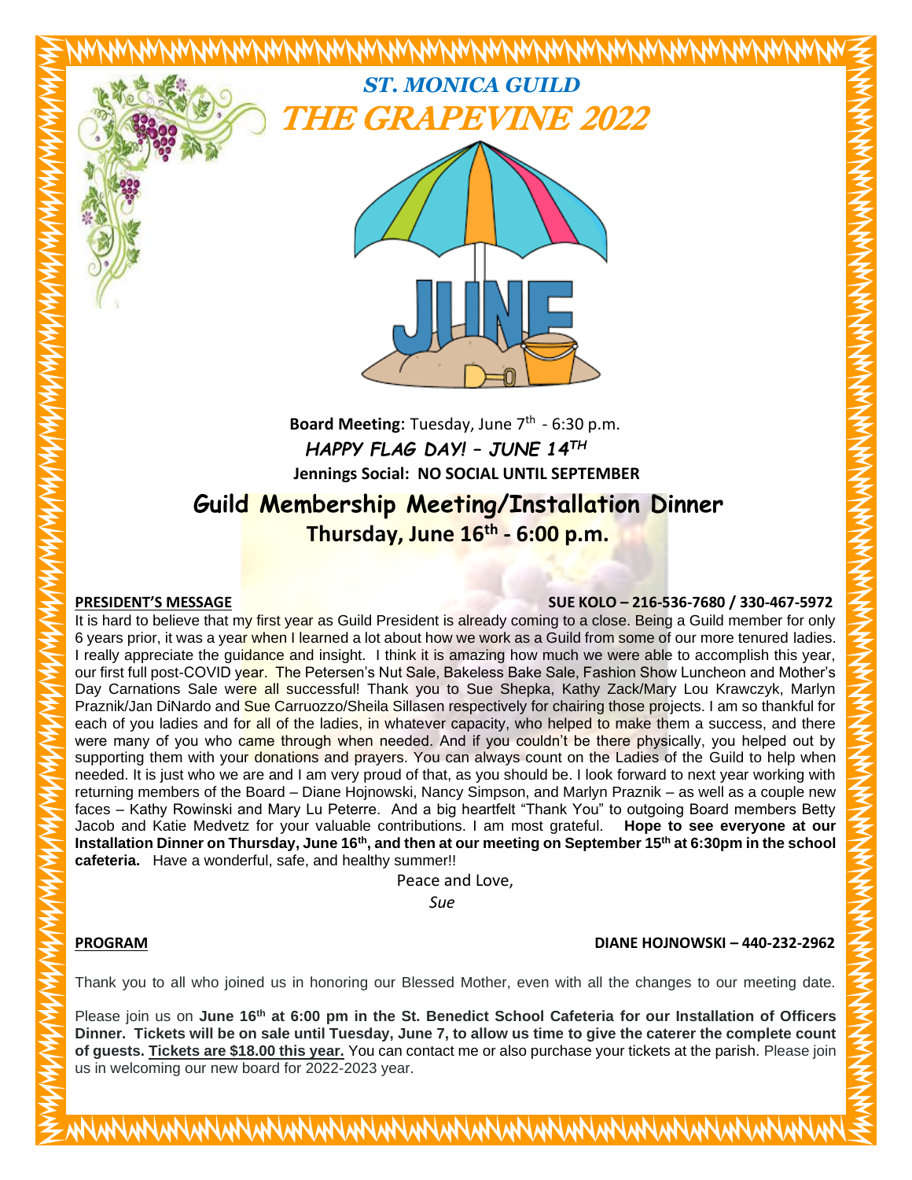# ST. MONICA GUILD

# THE GRAPEVINE 2022

JUNE

**Board Meeting:** Tuesday, June 7th - 6:30 p.m.

***HAPPY FLAG DAY! – JUNE 14TH***

**Jennings Social: NO SOCIAL UNTIL SEPTEMBER**

## Guild Membership Meeting/Installation Dinner

**Thursday, June 16th - 6:00 p.m.**

**PRESIDENT'S MESSAGE** **SUE KOLO – 216-536-7680 / 330-467-5972**

It is hard to believe that my first year as Guild President is already coming to a close. Being a Guild member for only 6 years prior, it was a year when I learned a lot about how we work as a Guild from some of our more tenured ladies. I really appreciate the guidance and insight. I think it is amazing how much we were able to accomplish this year, our first full post-COVID year. The Petersen's Nut Sale, Bakeless Bake Sale, Fashion Show Luncheon and Mother's Day Carnations Sale were all successful! Thank you to Sue Shepka, Kathy Zack/Mary Lou Krawczyk, Marlyn Praznik/Jan DiNardo and Sue Carruozzo/Sheila Sillasen respectively for chairing those projects. I am so thankful for each of you ladies and for all of the ladies, in whatever capacity, who helped to make them a success, and there were many of you who came through when needed. And if you couldn't be there physically, you helped out by supporting them with your donations and prayers. You can always count on the Ladies of the Guild to help when needed. It is just who we are and I am very proud of that, as you should be. I look forward to next year working with returning members of the Board – Diane Hojnowski, Nancy Simpson, and Marlyn Praznik – as well as a couple new faces – Kathy Rowinski and Mary Lu Peterre. And a big heartfelt "Thank You" to outgoing Board members Betty Jacob and Katie Medvetz for your valuable contributions. I am most grateful. **Hope to see everyone at our Installation Dinner on Thursday, June 16th, and then at our meeting on September 15th at 6:30pm in the school cafeteria.** Have a wonderful, safe, and healthy summer!!

Peace and Love,

*Sue*

**PROGRAM** **DIANE HOJNOWSKI – 440-232-2962**

Thank you to all who joined us in honoring our Blessed Mother, even with all the changes to our meeting date.

Please join us on **June 16th at 6:00 pm in the St. Benedict School Cafeteria for our Installation of Officers Dinner. Tickets will be on sale until Tuesday, June 7, to allow us time to give the caterer the complete count of guests. Tickets are $18.00 this year.** You can contact me or also purchase your tickets at the parish. Please join us in welcoming our new board for 2022-2023 year.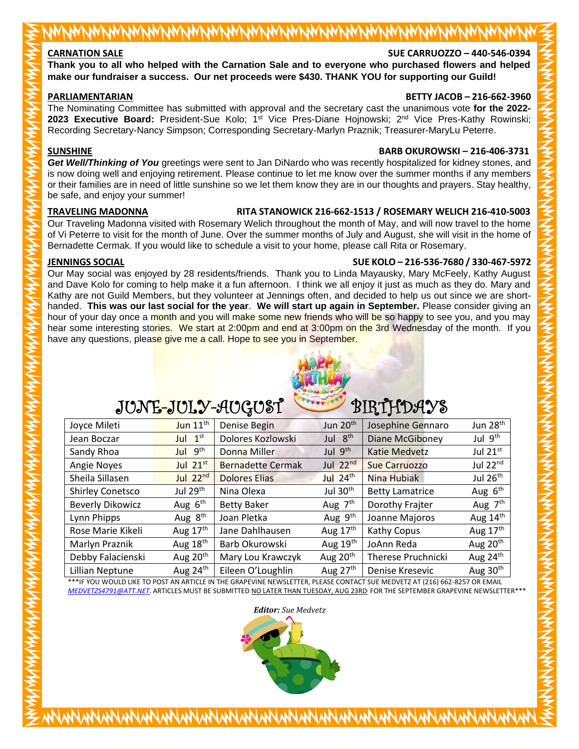**CARNATION SALE** **SUE CARRUOZZO – 440-546-0394**

**Thank you to all who helped with the Carnation Sale and to everyone who purchased flowers and helped make our fundraiser a success. Our net proceeds were $430. THANK YOU for supporting our Guild!**

**PARLIAMENTARIAN** **BETTY JACOB – 216-662-3960**

The Nominating Committee has submitted with approval and the secretary cast the unanimous vote **for the 2022-2023 Executive Board:** President-Sue Kolo; 1st Vice Pres-Diane Hojnowski; 2nd Vice Pres-Kathy Rowinski; Recording Secretary-Nancy Simpson; Corresponding Secretary-Marlyn Praznik; Treasurer-MaryLu Peterre.

**SUNSHINE** **BARB OKUROWSKI – 216-406-3731**

***Get Well/Thinking of You*** greetings were sent to Jan DiNardo who was recently hospitalized for kidney stones, and is now doing well and enjoying retirement. Please continue to let me know over the summer months if any members or their families are in need of little sunshine so we let them know they are in our thoughts and prayers. Stay healthy, be safe, and enjoy your summer!

**TRAVELING MADONNA** **RITA STANOWICK 216-662-1513 / ROSEMARY WELICH 216-410-5003**

Our Traveling Madonna visited with Rosemary Welich throughout the month of May, and will now travel to the home of Vi Peterre to visit for the month of June. Over the summer months of July and August, she will visit in the home of Bernadette Cermak. If you would like to schedule a visit to your home, please call Rita or Rosemary.

**JENNINGS SOCIAL** **SUE KOLO – 216-536-7680 / 330-467-5972**

Our May social was enjoyed by 28 residents/friends. Thank you to Linda Mayausky, Mary McFeely, Kathy August and Dave Kolo for coming to help make it a fun afternoon. I think we all enjoy it just as much as they do. Mary and Kathy are not Guild Members, but they volunteer at Jennings often, and decided to help us out since we are short-handed. **This was our last social for the year**. **We will start up again in September.** Please consider giving an hour of your day once a month and you will make some new friends who will be so happy to see you, and you may hear some interesting stories. We start at 2:00pm and end at 3:00pm on the 3rd Wednesday of the month. If you have any questions, please give me a call. Hope to see you in September.

## JUNE-JULY-AUGUST BIRTHDAYS

| | | | | | |
|---|---|---|---|---|---|
| Joyce Mileti | Jun 11th | Denise Begin | Jun 20th | Josephine Gennaro | Jun 28th |
| Jean Boczar | Jul 1st | Dolores Kozlowski | Jul 8th | Diane McGiboney | Jul 9th |
| Sandy Rhoa | Jul 9th | Donna Miller | Jul 9th | Katie Medvetz | Jul 21st |
| Angie Noyes | Jul 21st | Bernadette Cermak | Jul 22nd | Sue Carruozzo | Jul 22nd |
| Sheila Sillasen | Jul 22nd | Dolores Elias | Jul 24th | Nina Hubiak | Jul 26th |
| Shirley Conetsco | Jul 29th | Nina Olexa | Jul 30th | Betty Lamatrice | Aug 6th |
| Beverly Dikowicz | Aug 6th | Betty Baker | Aug 7th | Dorothy Frajter | Aug 7th |
| Lynn Phipps | Aug 8th | Joan Pletka | Aug 9th | Joanne Majoros | Aug 14th |
| Rose Marie Kikeli | Aug 17th | Jane Dahlhausen | Aug 17th | Kathy Copus | Aug 17th |
| Marlyn Praznik | Aug 18th | Barb Okurowski | Aug 19th | JoAnn Reda | Aug 20th |
| Debby Falacienski | Aug 20th | Mary Lou Krawczyk | Aug 20th | Therese Pruchnicki | Aug 24th |
| Lillian Neptune | Aug 24th | Eileen O'Loughlin | Aug 27th | Denise Kresevic | Aug 30th |

***IF YOU WOULD LIKE TO POST AN ARTICLE IN THE GRAPEVINE NEWSLETTER, PLEASE CONTACT SUE MEDVETZ AT (216) 662-8257 OR EMAIL *MEDVETZS4791@ATT.NET*. ARTICLES MUST BE SUBMITTED NO LATER THAN TUESDAY, AUG 23RD FOR THE SEPTEMBER GRAPEVINE NEWSLETTER***

***Editor:*** *Sue Medvetz*